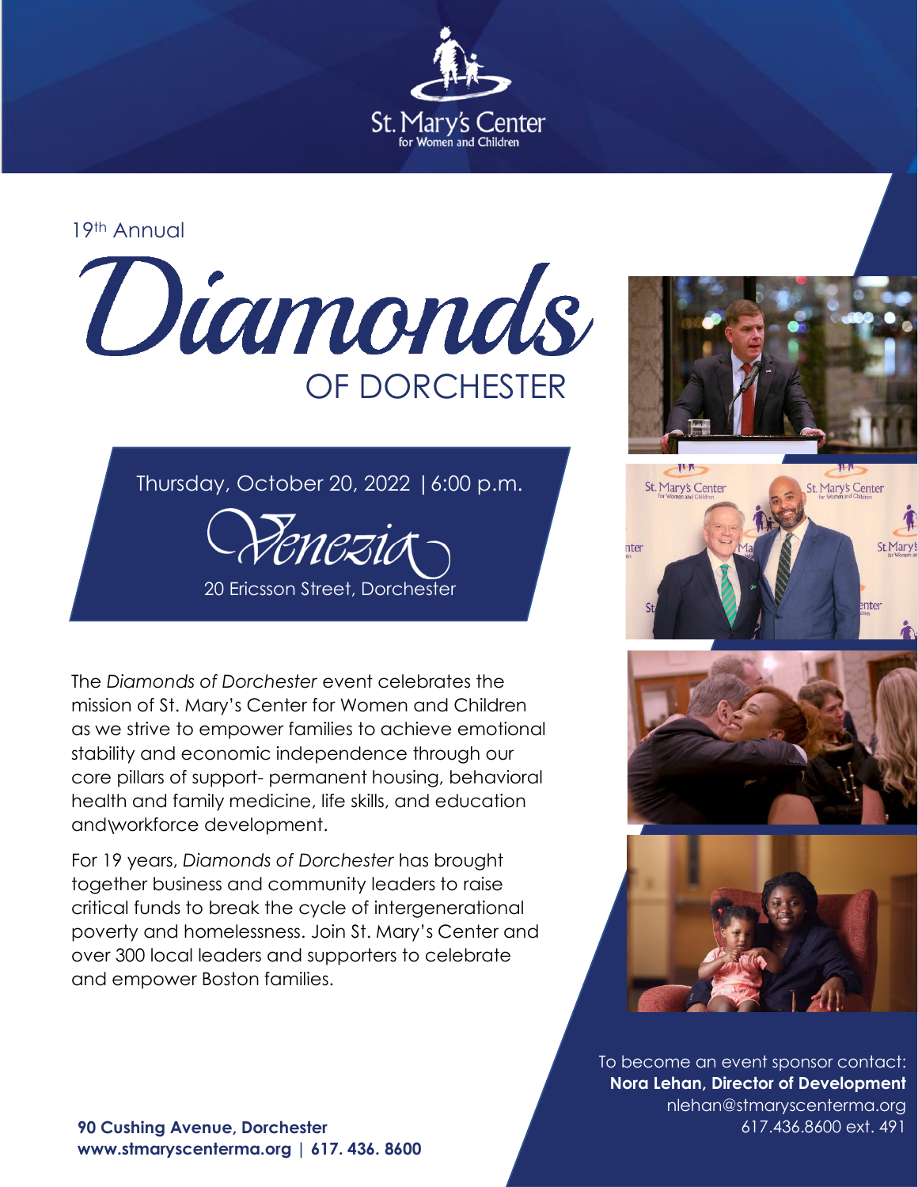St. Mary's Center
for Women and Children

19th Annual

# Diamonds OF DORCHESTER

Thursday, October 20, 2022 | 6:00 p.m.

Venezia
20 Ericsson Street, Dorchester

The *Diamonds of Dorchester* event celebrates the mission of St. Mary's Center for Women and Children as we strive to empower families to achieve emotional stability and economic independence through our core pillars of support- permanent housing, behavioral health and family medicine, life skills, and education and\workforce development.

For 19 years, *Diamonds of Dorchester* has brought together business and community leaders to raise critical funds to break the cycle of intergenerational poverty and homelessness. Join St. Mary's Center and over 300 local leaders and supporters to celebrate and empower Boston families.

To become an event sponsor contact:
**Nora Lehan, Director of Development**
nlehan@stmaryscenterma.org
617.436.8600 ext. 491

**90 Cushing Avenue, Dorchester**
**www.stmaryscenterma.org | 617. 436. 8600**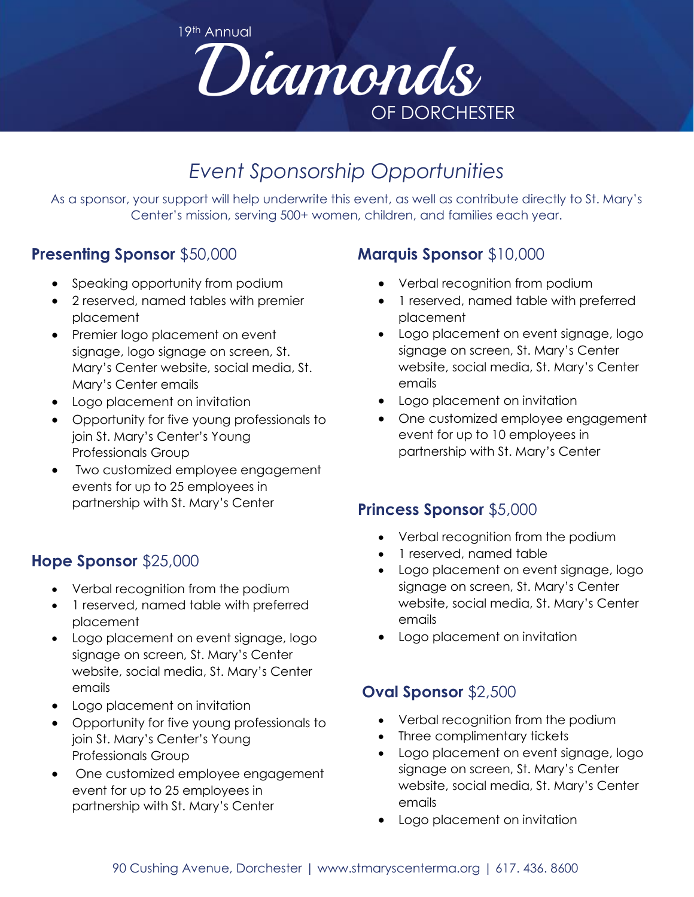19th Annual

# Diamonds OF DORCHESTER

## *Event Sponsorship Opportunities*

As a sponsor, your support will help underwrite this event, as well as contribute directly to St. Mary's Center's mission, serving 500+ women, children, and families each year.

### **Presenting Sponsor** $50,000

- Speaking opportunity from podium
- 2 reserved, named tables with premier placement
- Premier logo placement on event signage, logo signage on screen, St. Mary's Center website, social media, St. Mary's Center emails
- Logo placement on invitation
- Opportunity for five young professionals to join St. Mary's Center's Young Professionals Group
- Two customized employee engagement events for up to 25 employees in partnership with St. Mary's Center

### **Hope Sponsor** $25,000

- Verbal recognition from the podium
- 1 reserved, named table with preferred placement
- Logo placement on event signage, logo signage on screen, St. Mary's Center website, social media, St. Mary's Center emails
- Logo placement on invitation
- Opportunity for five young professionals to join St. Mary's Center's Young Professionals Group
- One customized employee engagement event for up to 25 employees in partnership with St. Mary's Center

### **Marquis Sponsor** $10,000

- Verbal recognition from podium
- 1 reserved, named table with preferred placement
- Logo placement on event signage, logo signage on screen, St. Mary's Center website, social media, St. Mary's Center emails
- Logo placement on invitation
- One customized employee engagement event for up to 10 employees in partnership with St. Mary's Center

### **Princess Sponsor** $5,000

- Verbal recognition from the podium
- 1 reserved, named table
- Logo placement on event signage, logo signage on screen, St. Mary's Center website, social media, St. Mary's Center emails
- Logo placement on invitation

### **Oval Sponsor** $2,500

- Verbal recognition from the podium
- Three complimentary tickets
- Logo placement on event signage, logo signage on screen, St. Mary's Center website, social media, St. Mary's Center emails
- Logo placement on invitation

90 Cushing Avenue, Dorchester | www.stmaryscenterma.org | 617. 436. 8600